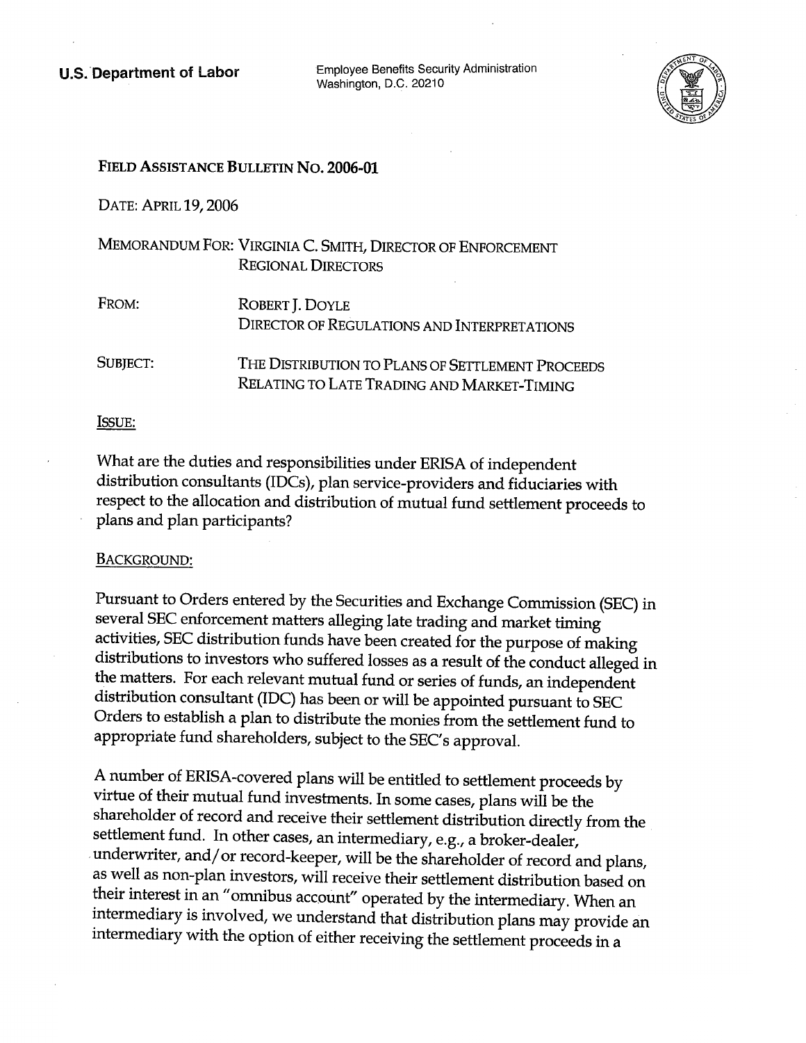**U.S. Department of Labor**

Employee Benefits Security Administration
Washington, D.C. 20210

**FIELD ASSISTANCE BULLETIN NO. 2006-01**

DATE: APRIL 19, 2006

MEMORANDUM FOR: VIRGINIA C. SMITH, DIRECTOR OF ENFORCEMENT
REGIONAL DIRECTORS

FROM: ROBERT J. DOYLE
DIRECTOR OF REGULATIONS AND INTERPRETATIONS

SUBJECT: THE DISTRIBUTION TO PLANS OF SETTLEMENT PROCEEDS RELATING TO LATE TRADING AND MARKET-TIMING

ISSUE:

What are the duties and responsibilities under ERISA of independent distribution consultants (IDCs), plan service-providers and fiduciaries with respect to the allocation and distribution of mutual fund settlement proceeds to plans and plan participants?

BACKGROUND:

Pursuant to Orders entered by the Securities and Exchange Commission (SEC) in several SEC enforcement matters alleging late trading and market timing activities, SEC distribution funds have been created for the purpose of making distributions to investors who suffered losses as a result of the conduct alleged in the matters. For each relevant mutual fund or series of funds, an independent distribution consultant (IDC) has been or will be appointed pursuant to SEC Orders to establish a plan to distribute the monies from the settlement fund to appropriate fund shareholders, subject to the SEC's approval.

A number of ERISA-covered plans will be entitled to settlement proceeds by virtue of their mutual fund investments. In some cases, plans will be the shareholder of record and receive their settlement distribution directly from the settlement fund. In other cases, an intermediary, e.g., a broker-dealer, underwriter, and/or record-keeper, will be the shareholder of record and plans, as well as non-plan investors, will receive their settlement distribution based on their interest in an "omnibus account" operated by the intermediary. When an intermediary is involved, we understand that distribution plans may provide an intermediary with the option of either receiving the settlement proceeds in a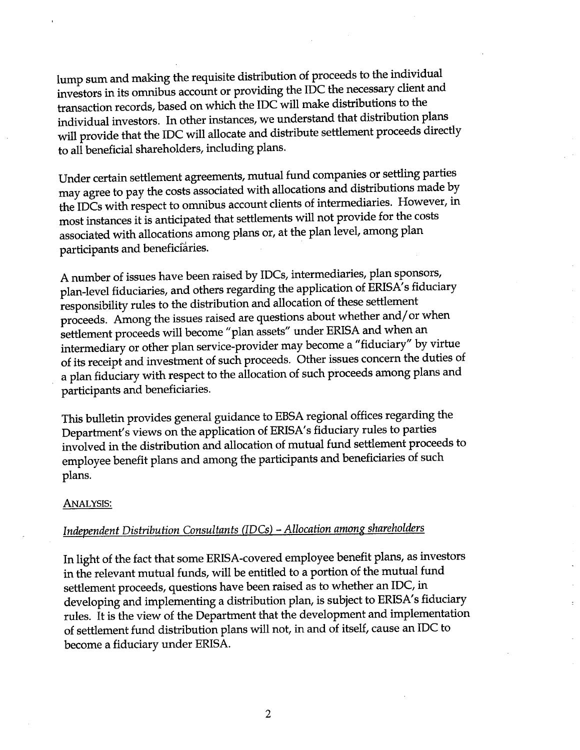lump sum and making the requisite distribution of proceeds to the individual investors in its omnibus account or providing the IDC the necessary client and transaction records, based on which the IDC will make distributions to the individual investors. In other instances, we understand that distribution plans will provide that the IDC will allocate and distribute settlement proceeds directly to all beneficial shareholders, including plans.

Under certain settlement agreements, mutual fund companies or settling parties may agree to pay the costs associated with allocations and distributions made by the IDCs with respect to omnibus account clients of intermediaries. However, in most instances it is anticipated that settlements will not provide for the costs associated with allocations among plans or, at the plan level, among plan participants and beneficiaries.

A number of issues have been raised by IDCs, intermediaries, plan sponsors, plan-level fiduciaries, and others regarding the application of ERISA's fiduciary responsibility rules to the distribution and allocation of these settlement proceeds. Among the issues raised are questions about whether and/or when settlement proceeds will become "plan assets" under ERISA and when an intermediary or other plan service-provider may become a "fiduciary" by virtue of its receipt and investment of such proceeds. Other issues concern the duties of a plan fiduciary with respect to the allocation of such proceeds among plans and participants and beneficiaries.

This bulletin provides general guidance to EBSA regional offices regarding the Department's views on the application of ERISA's fiduciary rules to parties involved in the distribution and allocation of mutual fund settlement proceeds to employee benefit plans and among the participants and beneficiaries of such plans.

ANALYSIS:

*Independent Distribution Consultants (IDCs) – Allocation among shareholders*

In light of the fact that some ERISA-covered employee benefit plans, as investors in the relevant mutual funds, will be entitled to a portion of the mutual fund settlement proceeds, questions have been raised as to whether an IDC, in developing and implementing a distribution plan, is subject to ERISA's fiduciary rules. It is the view of the Department that the development and implementation of settlement fund distribution plans will not, in and of itself, cause an IDC to become a fiduciary under ERISA.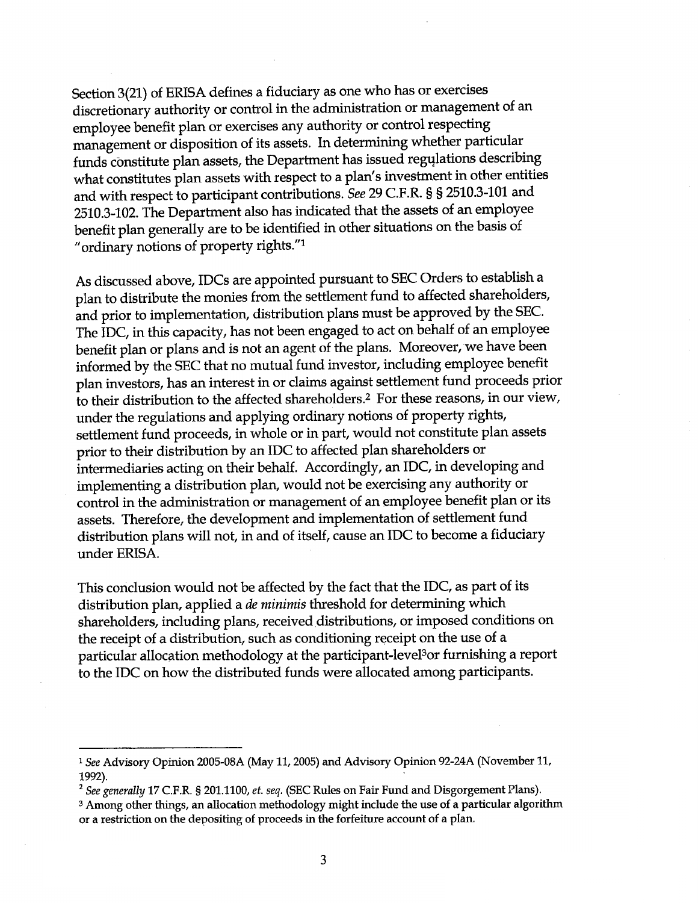Section 3(21) of ERISA defines a fiduciary as one who has or exercises discretionary authority or control in the administration or management of an employee benefit plan or exercises any authority or control respecting management or disposition of its assets. In determining whether particular funds constitute plan assets, the Department has issued regulations describing what constitutes plan assets with respect to a plan's investment in other entities and with respect to participant contributions. *See* 29 C.F.R. § § 2510.3-101 and 2510.3-102. The Department also has indicated that the assets of an employee benefit plan generally are to be identified in other situations on the basis of "ordinary notions of property rights."[1]

As discussed above, IDCs are appointed pursuant to SEC Orders to establish a plan to distribute the monies from the settlement fund to affected shareholders, and prior to implementation, distribution plans must be approved by the SEC. The IDC, in this capacity, has not been engaged to act on behalf of an employee benefit plan or plans and is not an agent of the plans. Moreover, we have been informed by the SEC that no mutual fund investor, including employee benefit plan investors, has an interest in or claims against settlement fund proceeds prior to their distribution to the affected shareholders.[2] For these reasons, in our view, under the regulations and applying ordinary notions of property rights, settlement fund proceeds, in whole or in part, would not constitute plan assets prior to their distribution by an IDC to affected plan shareholders or intermediaries acting on their behalf. Accordingly, an IDC, in developing and implementing a distribution plan, would not be exercising any authority or control in the administration or management of an employee benefit plan or its assets. Therefore, the development and implementation of settlement fund distribution plans will not, in and of itself, cause an IDC to become a fiduciary under ERISA.

This conclusion would not be affected by the fact that the IDC, as part of its distribution plan, applied a *de minimis* threshold for determining which shareholders, including plans, received distributions, or imposed conditions on the receipt of a distribution, such as conditioning receipt on the use of a particular allocation methodology at the participant-level[3] or furnishing a report to the IDC on how the distributed funds were allocated among participants.

---

[1] *See* Advisory Opinion 2005-08A (May 11, 2005) and Advisory Opinion 92-24A (November 11, 1992).

[2] *See generally* 17 C.F.R. § 201.1100, *et. seq.* (SEC Rules on Fair Fund and Disgorgement Plans).

[3] Among other things, an allocation methodology might include the use of a particular algorithm or a restriction on the depositing of proceeds in the forfeiture account of a plan.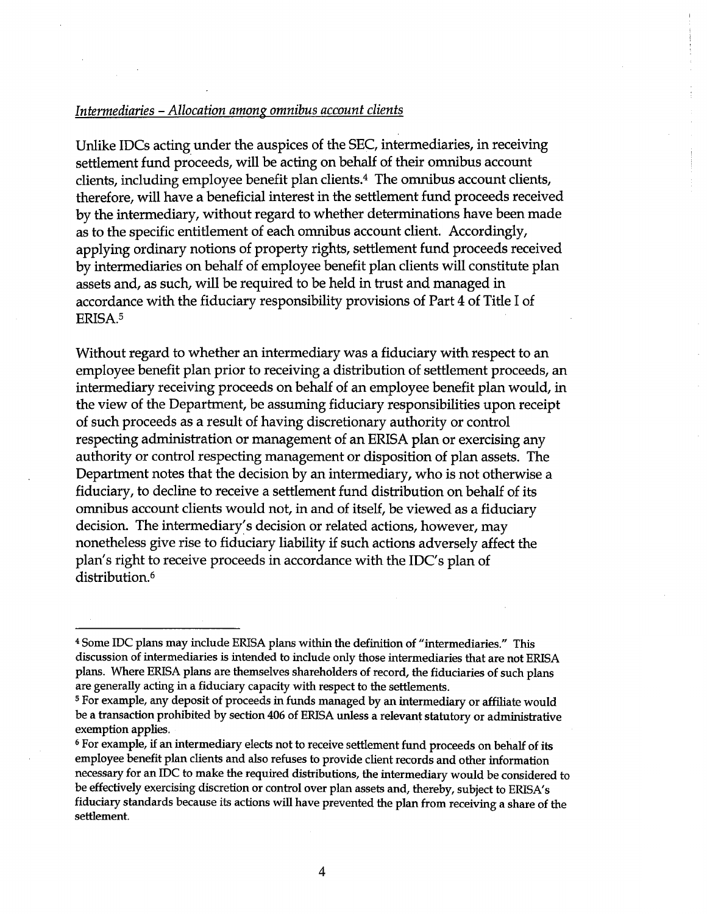*Intermediaries – Allocation among omnibus account clients*

Unlike IDCs acting under the auspices of the SEC, intermediaries, in receiving settlement fund proceeds, will be acting on behalf of their omnibus account clients, including employee benefit plan clients.[4] The omnibus account clients, therefore, will have a beneficial interest in the settlement fund proceeds received by the intermediary, without regard to whether determinations have been made as to the specific entitlement of each omnibus account client. Accordingly, applying ordinary notions of property rights, settlement fund proceeds received by intermediaries on behalf of employee benefit plan clients will constitute plan assets and, as such, will be required to be held in trust and managed in accordance with the fiduciary responsibility provisions of Part 4 of Title I of ERISA.[5]

Without regard to whether an intermediary was a fiduciary with respect to an employee benefit plan prior to receiving a distribution of settlement proceeds, an intermediary receiving proceeds on behalf of an employee benefit plan would, in the view of the Department, be assuming fiduciary responsibilities upon receipt of such proceeds as a result of having discretionary authority or control respecting administration or management of an ERISA plan or exercising any authority or control respecting management or disposition of plan assets. The Department notes that the decision by an intermediary, who is not otherwise a fiduciary, to decline to receive a settlement fund distribution on behalf of its omnibus account clients would not, in and of itself, be viewed as a fiduciary decision. The intermediary's decision or related actions, however, may nonetheless give rise to fiduciary liability if such actions adversely affect the plan's right to receive proceeds in accordance with the IDC's plan of distribution.[6]

---

[4] Some IDC plans may include ERISA plans within the definition of "intermediaries." This discussion of intermediaries is intended to include only those intermediaries that are not ERISA plans. Where ERISA plans are themselves shareholders of record, the fiduciaries of such plans are generally acting in a fiduciary capacity with respect to the settlements.

[5] For example, any deposit of proceeds in funds managed by an intermediary or affiliate would be a transaction prohibited by section 406 of ERISA unless a relevant statutory or administrative exemption applies.

[6] For example, if an intermediary elects not to receive settlement fund proceeds on behalf of its employee benefit plan clients and also refuses to provide client records and other information necessary for an IDC to make the required distributions, the intermediary would be considered to be effectively exercising discretion or control over plan assets and, thereby, subject to ERISA's fiduciary standards because its actions will have prevented the plan from receiving a share of the settlement.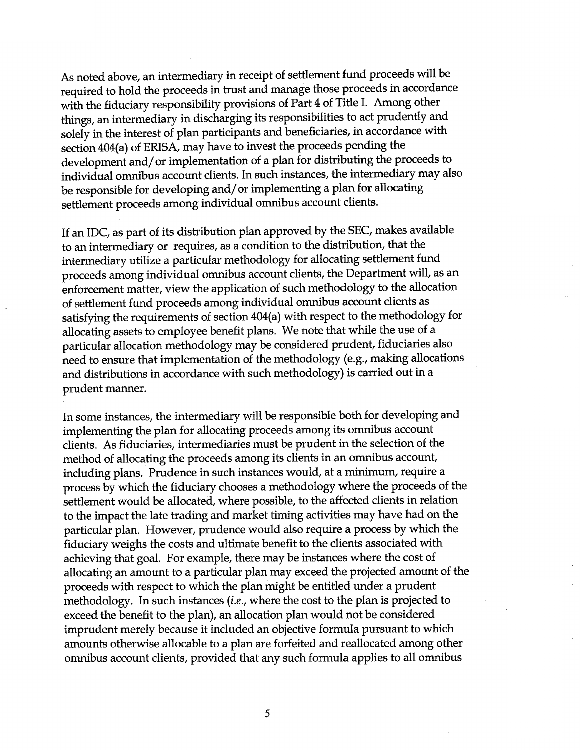As noted above, an intermediary in receipt of settlement fund proceeds will be required to hold the proceeds in trust and manage those proceeds in accordance with the fiduciary responsibility provisions of Part 4 of Title I. Among other things, an intermediary in discharging its responsibilities to act prudently and solely in the interest of plan participants and beneficiaries, in accordance with section 404(a) of ERISA, may have to invest the proceeds pending the development and/or implementation of a plan for distributing the proceeds to individual omnibus account clients. In such instances, the intermediary may also be responsible for developing and/or implementing a plan for allocating settlement proceeds among individual omnibus account clients.

If an IDC, as part of its distribution plan approved by the SEC, makes available to an intermediary or requires, as a condition to the distribution, that the intermediary utilize a particular methodology for allocating settlement fund proceeds among individual omnibus account clients, the Department will, as an enforcement matter, view the application of such methodology to the allocation of settlement fund proceeds among individual omnibus account clients as satisfying the requirements of section 404(a) with respect to the methodology for allocating assets to employee benefit plans. We note that while the use of a particular allocation methodology may be considered prudent, fiduciaries also need to ensure that implementation of the methodology (e.g., making allocations and distributions in accordance with such methodology) is carried out in a prudent manner.

In some instances, the intermediary will be responsible both for developing and implementing the plan for allocating proceeds among its omnibus account clients. As fiduciaries, intermediaries must be prudent in the selection of the method of allocating the proceeds among its clients in an omnibus account, including plans. Prudence in such instances would, at a minimum, require a process by which the fiduciary chooses a methodology where the proceeds of the settlement would be allocated, where possible, to the affected clients in relation to the impact the late trading and market timing activities may have had on the particular plan. However, prudence would also require a process by which the fiduciary weighs the costs and ultimate benefit to the clients associated with achieving that goal. For example, there may be instances where the cost of allocating an amount to a particular plan may exceed the projected amount of the proceeds with respect to which the plan might be entitled under a prudent methodology. In such instances (*i.e.*, where the cost to the plan is projected to exceed the benefit to the plan), an allocation plan would not be considered imprudent merely because it included an objective formula pursuant to which amounts otherwise allocable to a plan are forfeited and reallocated among other omnibus account clients, provided that any such formula applies to all omnibus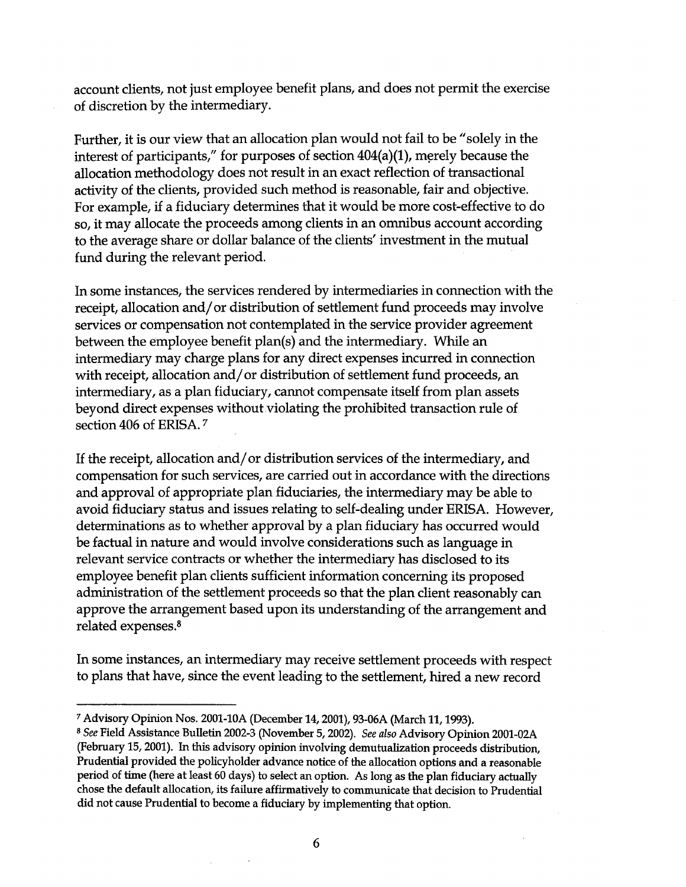account clients, not just employee benefit plans, and does not permit the exercise of discretion by the intermediary.

Further, it is our view that an allocation plan would not fail to be "solely in the interest of participants," for purposes of section 404(a)(1), merely because the allocation methodology does not result in an exact reflection of transactional activity of the clients, provided such method is reasonable, fair and objective. For example, if a fiduciary determines that it would be more cost-effective to do so, it may allocate the proceeds among clients in an omnibus account according to the average share or dollar balance of the clients' investment in the mutual fund during the relevant period.

In some instances, the services rendered by intermediaries in connection with the receipt, allocation and/or distribution of settlement fund proceeds may involve services or compensation not contemplated in the service provider agreement between the employee benefit plan(s) and the intermediary. While an intermediary may charge plans for any direct expenses incurred in connection with receipt, allocation and/or distribution of settlement fund proceeds, an intermediary, as a plan fiduciary, cannot compensate itself from plan assets beyond direct expenses without violating the prohibited transaction rule of section 406 of ERISA.[7]

If the receipt, allocation and/or distribution services of the intermediary, and compensation for such services, are carried out in accordance with the directions and approval of appropriate plan fiduciaries, the intermediary may be able to avoid fiduciary status and issues relating to self-dealing under ERISA. However, determinations as to whether approval by a plan fiduciary has occurred would be factual in nature and would involve considerations such as language in relevant service contracts or whether the intermediary has disclosed to its employee benefit plan clients sufficient information concerning its proposed administration of the settlement proceeds so that the plan client reasonably can approve the arrangement based upon its understanding of the arrangement and related expenses.[8]

In some instances, an intermediary may receive settlement proceeds with respect to plans that have, since the event leading to the settlement, hired a new record

---

[7] Advisory Opinion Nos. 2001-10A (December 14, 2001), 93-06A (March 11, 1993).

[8] *See* Field Assistance Bulletin 2002-3 (November 5, 2002). *See also* Advisory Opinion 2001-02A (February 15, 2001). In this advisory opinion involving demutualization proceeds distribution, Prudential provided the policyholder advance notice of the allocation options and a reasonable period of time (here at least 60 days) to select an option. As long as the plan fiduciary actually chose the default allocation, its failure affirmatively to communicate that decision to Prudential did not cause Prudential to become a fiduciary by implementing that option.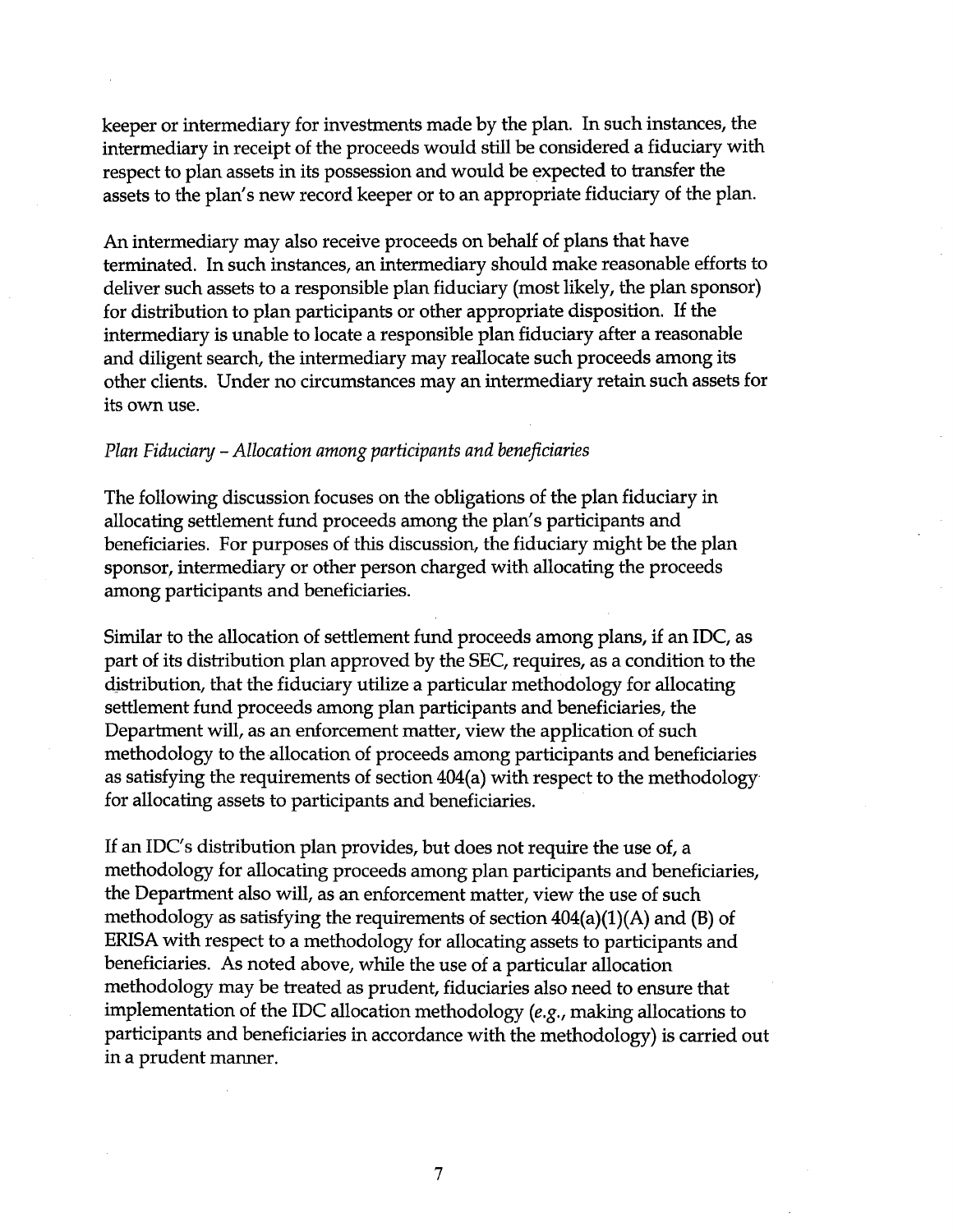keeper or intermediary for investments made by the plan. In such instances, the intermediary in receipt of the proceeds would still be considered a fiduciary with respect to plan assets in its possession and would be expected to transfer the assets to the plan's new record keeper or to an appropriate fiduciary of the plan.

An intermediary may also receive proceeds on behalf of plans that have terminated. In such instances, an intermediary should make reasonable efforts to deliver such assets to a responsible plan fiduciary (most likely, the plan sponsor) for distribution to plan participants or other appropriate disposition. If the intermediary is unable to locate a responsible plan fiduciary after a reasonable and diligent search, the intermediary may reallocate such proceeds among its other clients. Under no circumstances may an intermediary retain such assets for its own use.

*Plan Fiduciary – Allocation among participants and beneficiaries*

The following discussion focuses on the obligations of the plan fiduciary in allocating settlement fund proceeds among the plan's participants and beneficiaries. For purposes of this discussion, the fiduciary might be the plan sponsor, intermediary or other person charged with allocating the proceeds among participants and beneficiaries.

Similar to the allocation of settlement fund proceeds among plans, if an IDC, as part of its distribution plan approved by the SEC, requires, as a condition to the distribution, that the fiduciary utilize a particular methodology for allocating settlement fund proceeds among plan participants and beneficiaries, the Department will, as an enforcement matter, view the application of such methodology to the allocation of proceeds among participants and beneficiaries as satisfying the requirements of section 404(a) with respect to the methodology for allocating assets to participants and beneficiaries.

If an IDC's distribution plan provides, but does not require the use of, a methodology for allocating proceeds among plan participants and beneficiaries, the Department also will, as an enforcement matter, view the use of such methodology as satisfying the requirements of section 404(a)(1)(A) and (B) of ERISA with respect to a methodology for allocating assets to participants and beneficiaries. As noted above, while the use of a particular allocation methodology may be treated as prudent, fiduciaries also need to ensure that implementation of the IDC allocation methodology (*e.g.*, making allocations to participants and beneficiaries in accordance with the methodology) is carried out in a prudent manner.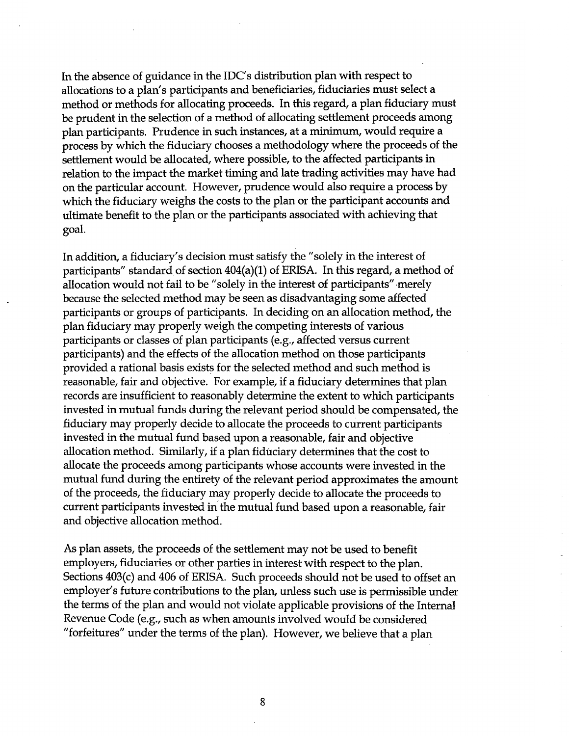In the absence of guidance in the IDC's distribution plan with respect to allocations to a plan's participants and beneficiaries, fiduciaries must select a method or methods for allocating proceeds. In this regard, a plan fiduciary must be prudent in the selection of a method of allocating settlement proceeds among plan participants. Prudence in such instances, at a minimum, would require a process by which the fiduciary chooses a methodology where the proceeds of the settlement would be allocated, where possible, to the affected participants in relation to the impact the market timing and late trading activities may have had on the particular account. However, prudence would also require a process by which the fiduciary weighs the costs to the plan or the participant accounts and ultimate benefit to the plan or the participants associated with achieving that goal.

In addition, a fiduciary's decision must satisfy the "solely in the interest of participants" standard of section 404(a)(1) of ERISA. In this regard, a method of allocation would not fail to be "solely in the interest of participants" merely because the selected method may be seen as disadvantaging some affected participants or groups of participants. In deciding on an allocation method, the plan fiduciary may properly weigh the competing interests of various participants or classes of plan participants (e.g., affected versus current participants) and the effects of the allocation method on those participants provided a rational basis exists for the selected method and such method is reasonable, fair and objective. For example, if a fiduciary determines that plan records are insufficient to reasonably determine the extent to which participants invested in mutual funds during the relevant period should be compensated, the fiduciary may properly decide to allocate the proceeds to current participants invested in the mutual fund based upon a reasonable, fair and objective allocation method. Similarly, if a plan fiduciary determines that the cost to allocate the proceeds among participants whose accounts were invested in the mutual fund during the entirety of the relevant period approximates the amount of the proceeds, the fiduciary may properly decide to allocate the proceeds to current participants invested in the mutual fund based upon a reasonable, fair and objective allocation method.

As plan assets, the proceeds of the settlement may not be used to benefit employers, fiduciaries or other parties in interest with respect to the plan. Sections 403(c) and 406 of ERISA. Such proceeds should not be used to offset an employer's future contributions to the plan, unless such use is permissible under the terms of the plan and would not violate applicable provisions of the Internal Revenue Code (e.g., such as when amounts involved would be considered "forfeitures" under the terms of the plan). However, we believe that a plan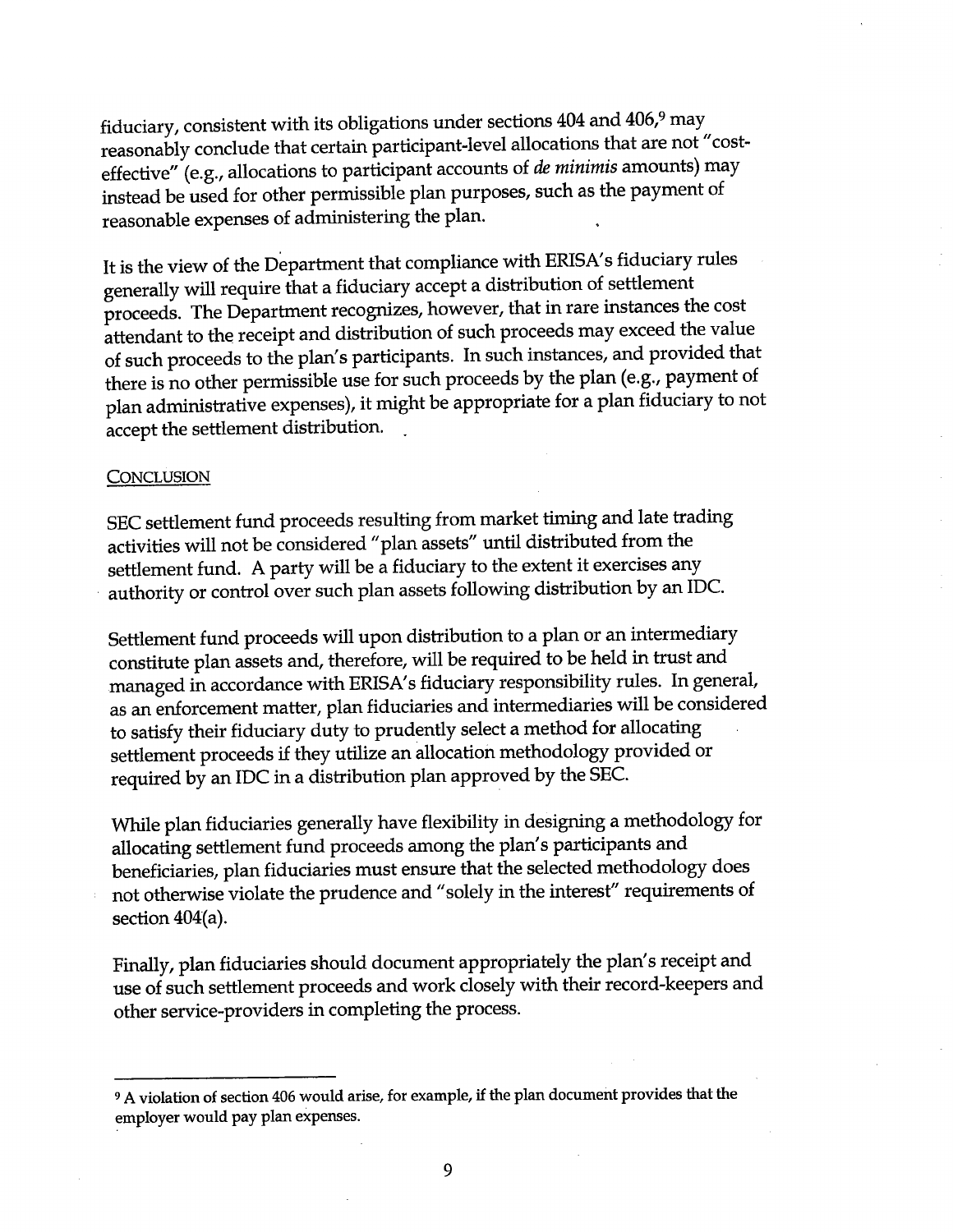fiduciary, consistent with its obligations under sections 404 and 406,[9] may reasonably conclude that certain participant-level allocations that are not "cost-effective" (e.g., allocations to participant accounts of *de minimis* amounts) may instead be used for other permissible plan purposes, such as the payment of reasonable expenses of administering the plan.

It is the view of the Department that compliance with ERISA's fiduciary rules generally will require that a fiduciary accept a distribution of settlement proceeds. The Department recognizes, however, that in rare instances the cost attendant to the receipt and distribution of such proceeds may exceed the value of such proceeds to the plan's participants. In such instances, and provided that there is no other permissible use for such proceeds by the plan (e.g., payment of plan administrative expenses), it might be appropriate for a plan fiduciary to not accept the settlement distribution.

<u>CONCLUSION</u>

SEC settlement fund proceeds resulting from market timing and late trading activities will not be considered "plan assets" until distributed from the settlement fund. A party will be a fiduciary to the extent it exercises any authority or control over such plan assets following distribution by an IDC.

Settlement fund proceeds will upon distribution to a plan or an intermediary constitute plan assets and, therefore, will be required to be held in trust and managed in accordance with ERISA's fiduciary responsibility rules. In general, as an enforcement matter, plan fiduciaries and intermediaries will be considered to satisfy their fiduciary duty to prudently select a method for allocating settlement proceeds if they utilize an allocation methodology provided or required by an IDC in a distribution plan approved by the SEC.

While plan fiduciaries generally have flexibility in designing a methodology for allocating settlement fund proceeds among the plan's participants and beneficiaries, plan fiduciaries must ensure that the selected methodology does not otherwise violate the prudence and "solely in the interest" requirements of section 404(a).

Finally, plan fiduciaries should document appropriately the plan's receipt and use of such settlement proceeds and work closely with their record-keepers and other service-providers in completing the process.

---

[9] A violation of section 406 would arise, for example, if the plan document provides that the employer would pay plan expenses.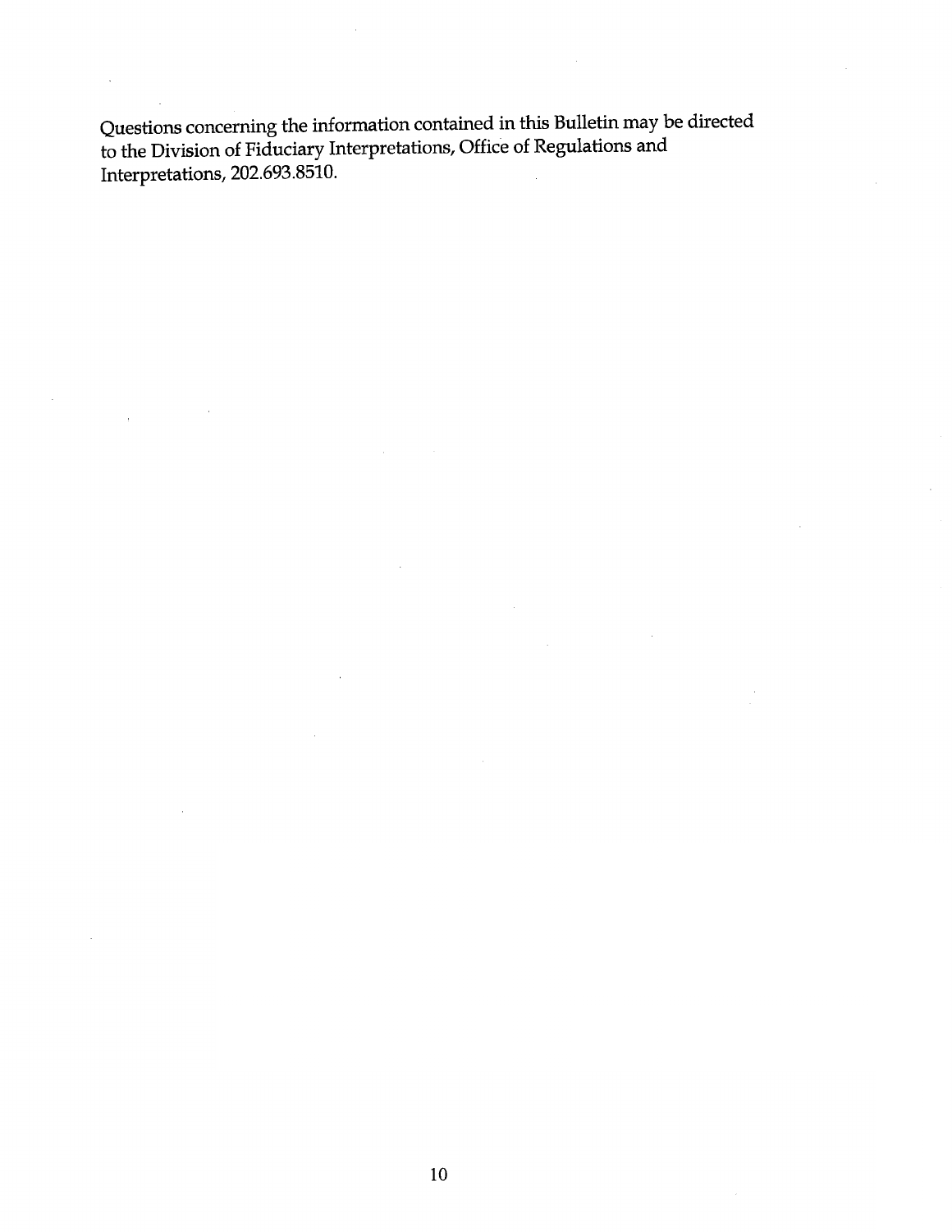Questions concerning the information contained in this Bulletin may be directed to the Division of Fiduciary Interpretations, Office of Regulations and Interpretations, 202.693.8510.